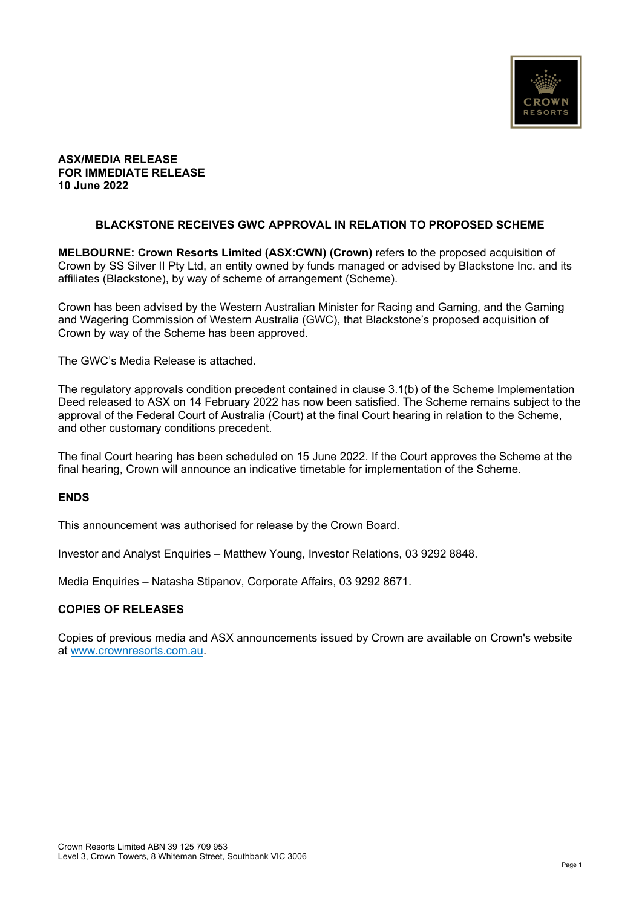**ASX/MEDIA RELEASE**
**FOR IMMEDIATE RELEASE**
**10 June 2022**

# BLACKSTONE RECEIVES GWC APPROVAL IN RELATION TO PROPOSED SCHEME

**MELBOURNE: Crown Resorts Limited (ASX:CWN) (Crown)** refers to the proposed acquisition of Crown by SS Silver II Pty Ltd, an entity owned by funds managed or advised by Blackstone Inc. and its affiliates (Blackstone), by way of scheme of arrangement (Scheme).

Crown has been advised by the Western Australian Minister for Racing and Gaming, and the Gaming and Wagering Commission of Western Australia (GWC), that Blackstone's proposed acquisition of Crown by way of the Scheme has been approved.

The GWC's Media Release is attached.

The regulatory approvals condition precedent contained in clause 3.1(b) of the Scheme Implementation Deed released to ASX on 14 February 2022 has now been satisfied. The Scheme remains subject to the approval of the Federal Court of Australia (Court) at the final Court hearing in relation to the Scheme, and other customary conditions precedent.

The final Court hearing has been scheduled on 15 June 2022. If the Court approves the Scheme at the final hearing, Crown will announce an indicative timetable for implementation of the Scheme.

## ENDS

This announcement was authorised for release by the Crown Board.

Investor and Analyst Enquiries – Matthew Young, Investor Relations, 03 9292 8848.

Media Enquiries – Natasha Stipanov, Corporate Affairs, 03 9292 8671.

## COPIES OF RELEASES

Copies of previous media and ASX announcements issued by Crown are available on Crown's website at www.crownresorts.com.au.

Crown Resorts Limited ABN 39 125 709 953
Level 3, Crown Towers, 8 Whiteman Street, Southbank VIC 3006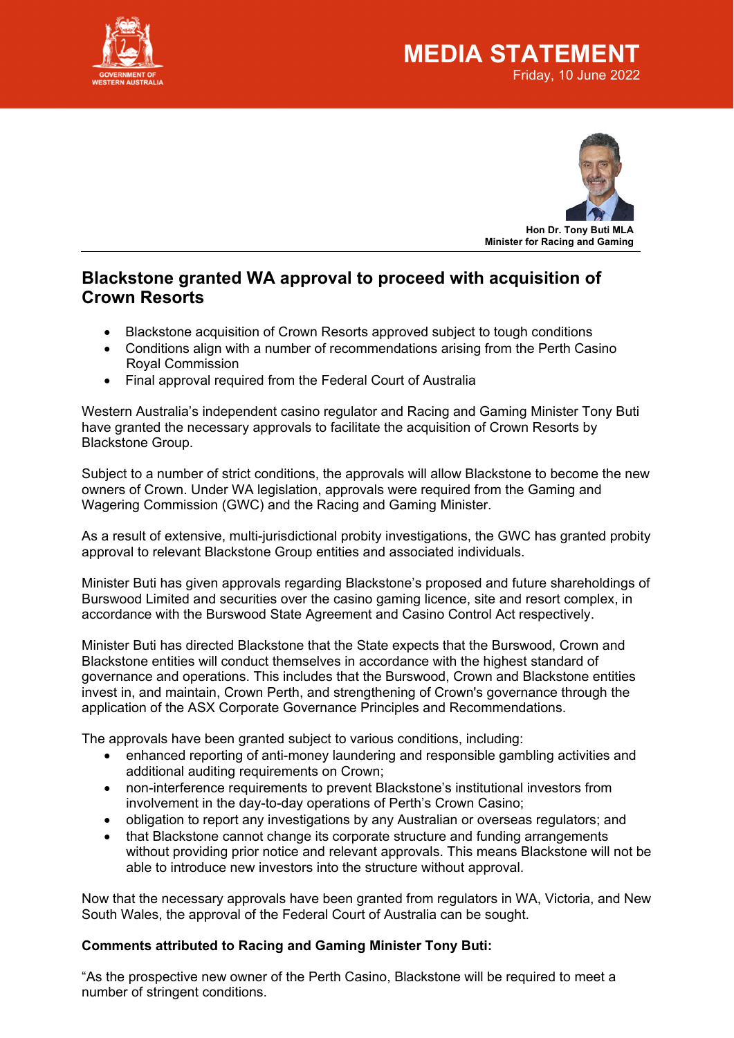MEDIA STATEMENT

Friday, 10 June 2022

**Hon Dr. Tony Buti MLA**
**Minister for Racing and Gaming**

## Blackstone granted WA approval to proceed with acquisition of Crown Resorts

- Blackstone acquisition of Crown Resorts approved subject to tough conditions
- Conditions align with a number of recommendations arising from the Perth Casino Royal Commission
- Final approval required from the Federal Court of Australia

Western Australia's independent casino regulator and Racing and Gaming Minister Tony Buti have granted the necessary approvals to facilitate the acquisition of Crown Resorts by Blackstone Group.

Subject to a number of strict conditions, the approvals will allow Blackstone to become the new owners of Crown. Under WA legislation, approvals were required from the Gaming and Wagering Commission (GWC) and the Racing and Gaming Minister.

As a result of extensive, multi-jurisdictional probity investigations, the GWC has granted probity approval to relevant Blackstone Group entities and associated individuals.

Minister Buti has given approvals regarding Blackstone's proposed and future shareholdings of Burswood Limited and securities over the casino gaming licence, site and resort complex, in accordance with the Burswood State Agreement and Casino Control Act respectively.

Minister Buti has directed Blackstone that the State expects that the Burswood, Crown and Blackstone entities will conduct themselves in accordance with the highest standard of governance and operations. This includes that the Burswood, Crown and Blackstone entities invest in, and maintain, Crown Perth, and strengthening of Crown's governance through the application of the ASX Corporate Governance Principles and Recommendations.

The approvals have been granted subject to various conditions, including:

- enhanced reporting of anti-money laundering and responsible gambling activities and additional auditing requirements on Crown;
- non-interference requirements to prevent Blackstone's institutional investors from involvement in the day-to-day operations of Perth's Crown Casino;
- obligation to report any investigations by any Australian or overseas regulators; and
- that Blackstone cannot change its corporate structure and funding arrangements without providing prior notice and relevant approvals. This means Blackstone will not be able to introduce new investors into the structure without approval.

Now that the necessary approvals have been granted from regulators in WA, Victoria, and New South Wales, the approval of the Federal Court of Australia can be sought.

**Comments attributed to Racing and Gaming Minister Tony Buti:**

"As the prospective new owner of the Perth Casino, Blackstone will be required to meet a number of stringent conditions.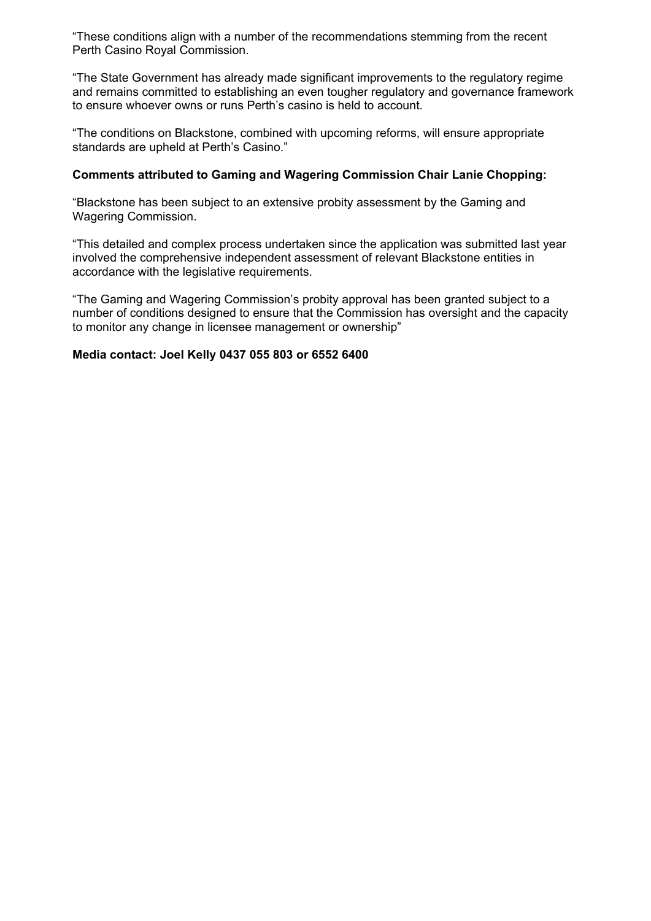"These conditions align with a number of the recommendations stemming from the recent Perth Casino Royal Commission.

"The State Government has already made significant improvements to the regulatory regime and remains committed to establishing an even tougher regulatory and governance framework to ensure whoever owns or runs Perth's casino is held to account.

"The conditions on Blackstone, combined with upcoming reforms, will ensure appropriate standards are upheld at Perth's Casino."

**Comments attributed to Gaming and Wagering Commission Chair Lanie Chopping:**

"Blackstone has been subject to an extensive probity assessment by the Gaming and Wagering Commission.

"This detailed and complex process undertaken since the application was submitted last year involved the comprehensive independent assessment of relevant Blackstone entities in accordance with the legislative requirements.

"The Gaming and Wagering Commission's probity approval has been granted subject to a number of conditions designed to ensure that the Commission has oversight and the capacity to monitor any change in licensee management or ownership"

**Media contact: Joel Kelly 0437 055 803 or 6552 6400**